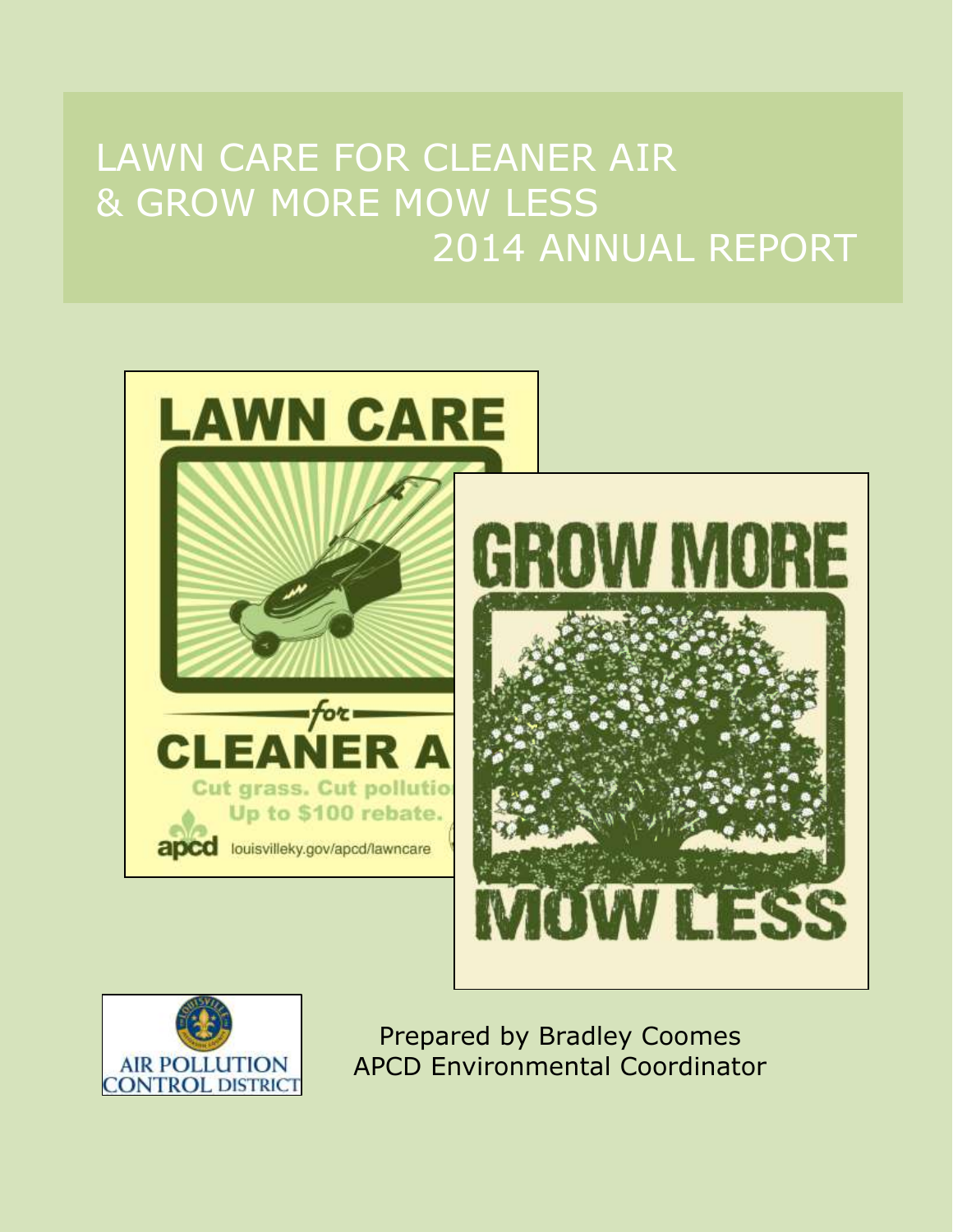# LAWN CARE FOR CLEANER AIR & GROW MORE MOW LESS 2014 ANNUAL REPORT

Prepared by Bradley Coomes
APCD Environmental Coordinator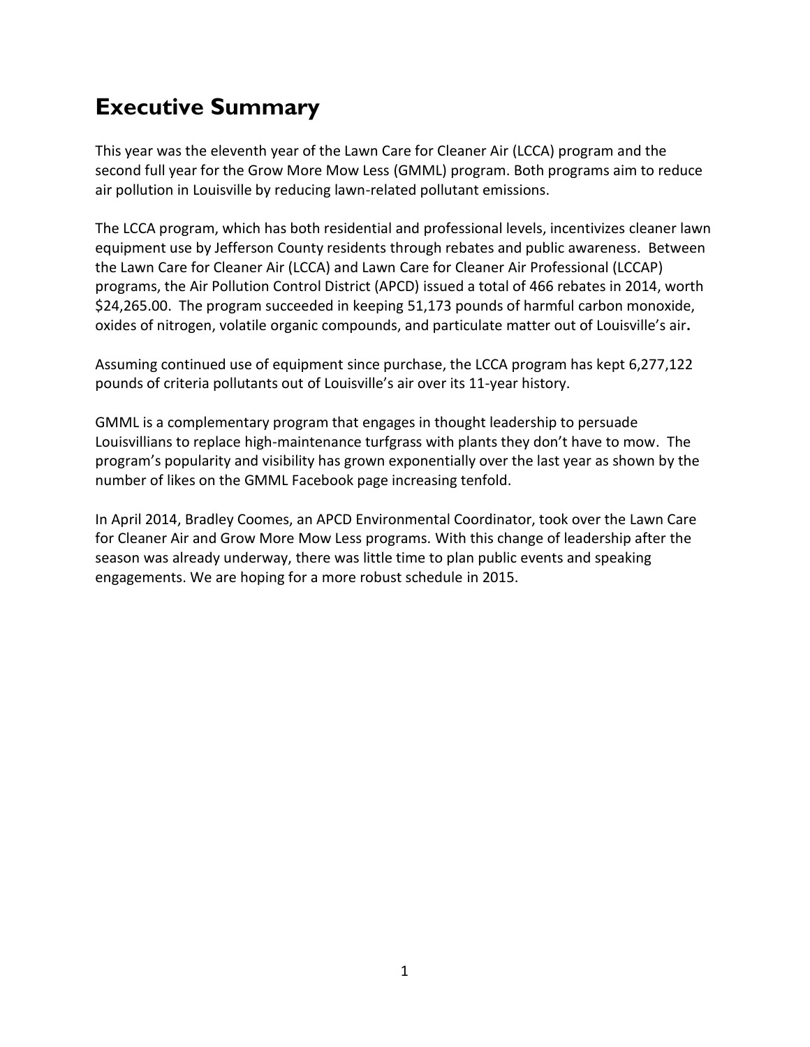# Executive Summary

This year was the eleventh year of the Lawn Care for Cleaner Air (LCCA) program and the second full year for the Grow More Mow Less (GMML) program. Both programs aim to reduce air pollution in Louisville by reducing lawn-related pollutant emissions.

The LCCA program, which has both residential and professional levels, incentivizes cleaner lawn equipment use by Jefferson County residents through rebates and public awareness. Between the Lawn Care for Cleaner Air (LCCA) and Lawn Care for Cleaner Air Professional (LCCAP) programs, the Air Pollution Control District (APCD) issued a total of 466 rebates in 2014, worth $24,265.00. The program succeeded in keeping 51,173 pounds of harmful carbon monoxide, oxides of nitrogen, volatile organic compounds, and particulate matter out of Louisville's air**.**

Assuming continued use of equipment since purchase, the LCCA program has kept 6,277,122 pounds of criteria pollutants out of Louisville's air over its 11-year history.

GMML is a complementary program that engages in thought leadership to persuade Louisvillians to replace high-maintenance turfgrass with plants they don't have to mow. The program's popularity and visibility has grown exponentially over the last year as shown by the number of likes on the GMML Facebook page increasing tenfold.

In April 2014, Bradley Coomes, an APCD Environmental Coordinator, took over the Lawn Care for Cleaner Air and Grow More Mow Less programs. With this change of leadership after the season was already underway, there was little time to plan public events and speaking engagements. We are hoping for a more robust schedule in 2015.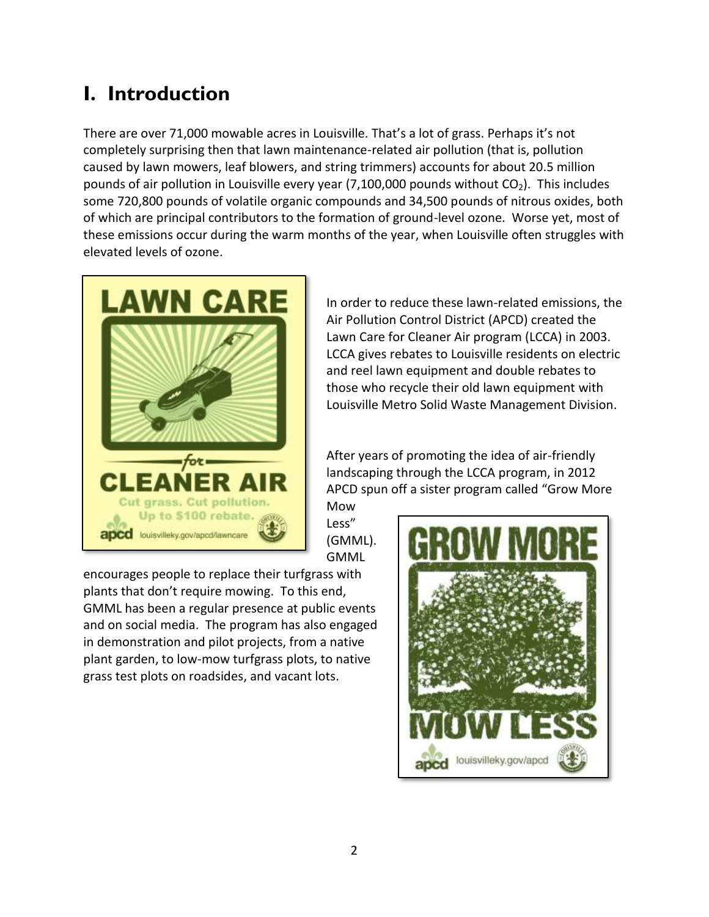# I. Introduction

There are over 71,000 mowable acres in Louisville. That's a lot of grass. Perhaps it's not completely surprising then that lawn maintenance-related air pollution (that is, pollution caused by lawn mowers, leaf blowers, and string trimmers) accounts for about 20.5 million pounds of air pollution in Louisville every year (7,100,000 pounds without $CO_2$). This includes some 720,800 pounds of volatile organic compounds and 34,500 pounds of nitrous oxides, both of which are principal contributors to the formation of ground-level ozone. Worse yet, most of these emissions occur during the warm months of the year, when Louisville often struggles with elevated levels of ozone.

In order to reduce these lawn-related emissions, the Air Pollution Control District (APCD) created the Lawn Care for Cleaner Air program (LCCA) in 2003. LCCA gives rebates to Louisville residents on electric and reel lawn equipment and double rebates to those who recycle their old lawn equipment with Louisville Metro Solid Waste Management Division.

After years of promoting the idea of air-friendly landscaping through the LCCA program, in 2012 APCD spun off a sister program called "Grow More Mow Less" (GMML). GMML encourages people to replace their turfgrass with plants that don't require mowing. To this end, GMML has been a regular presence at public events and on social media. The program has also engaged in demonstration and pilot projects, from a native plant garden, to low-mow turfgrass plots, to native grass test plots on roadsides, and vacant lots.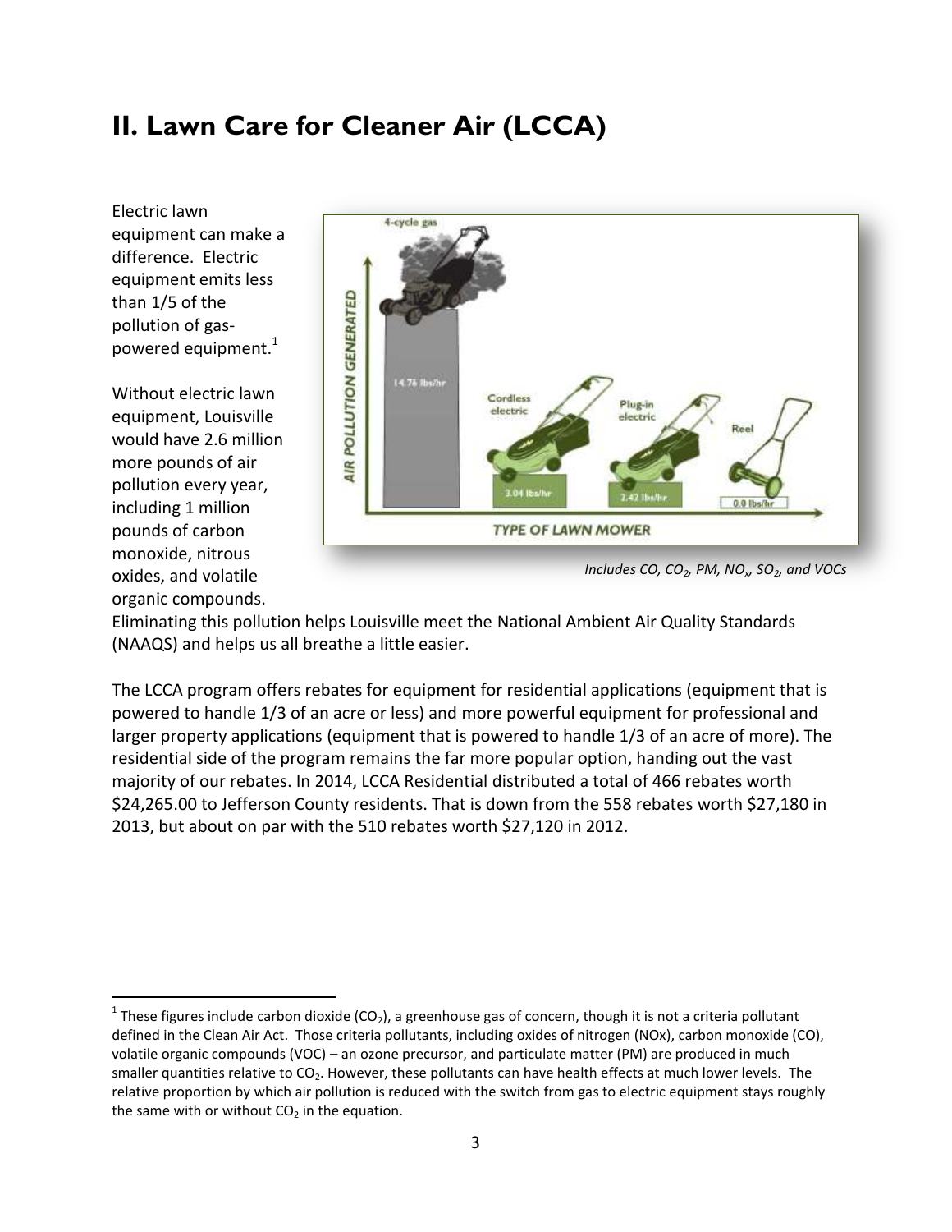## II. Lawn Care for Cleaner Air (LCCA)

Electric lawn equipment can make a difference. Electric equipment emits less than 1/5 of the pollution of gas-powered equipment.[1]

Without electric lawn equipment, Louisville would have 2.6 million more pounds of air pollution every year, including 1 million pounds of carbon monoxide, nitrous oxides, and volatile organic compounds. Eliminating this pollution helps Louisville meet the National Ambient Air Quality Standards (NAAQS) and helps us all breathe a little easier.

*Includes CO, $CO_2$, PM, $NO_x$, $SO_2$, and VOCs*

The LCCA program offers rebates for equipment for residential applications (equipment that is powered to handle 1/3 of an acre or less) and more powerful equipment for professional and larger property applications (equipment that is powered to handle 1/3 of an acre of more). The residential side of the program remains the far more popular option, handing out the vast majority of our rebates. In 2014, LCCA Residential distributed a total of 466 rebates worth $24,265.00 to Jefferson County residents. That is down from the 558 rebates worth $27,180 in 2013, but about on par with the 510 rebates worth $27,120 in 2012.

---

[1] These figures include carbon dioxide ($CO_2$), a greenhouse gas of concern, though it is not a criteria pollutant defined in the Clean Air Act. Those criteria pollutants, including oxides of nitrogen (NOx), carbon monoxide (CO), volatile organic compounds (VOC) – an ozone precursor, and particulate matter (PM) are produced in much smaller quantities relative to $CO_2$. However, these pollutants can have health effects at much lower levels. The relative proportion by which air pollution is reduced with the switch from gas to electric equipment stays roughly the same with or without $CO_2$ in the equation.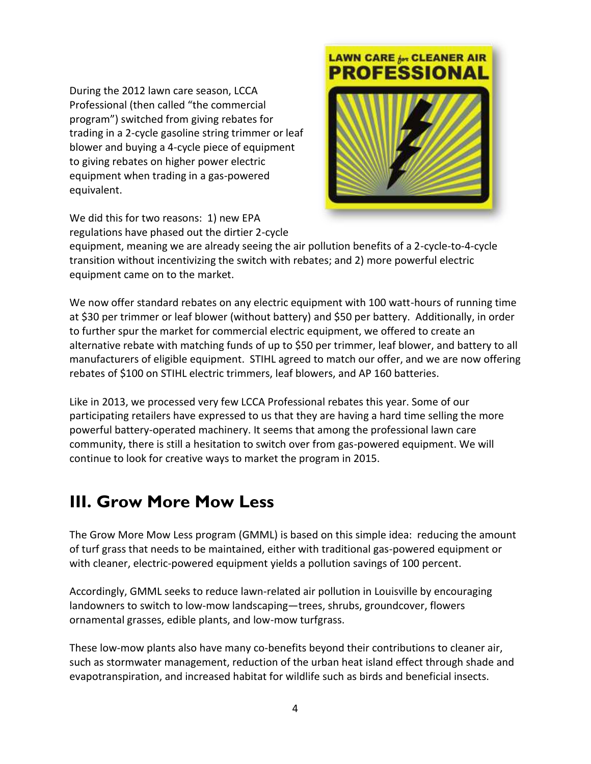During the 2012 lawn care season, LCCA Professional (then called "the commercial program") switched from giving rebates for trading in a 2-cycle gasoline string trimmer or leaf blower and buying a 4-cycle piece of equipment to giving rebates on higher power electric equipment when trading in a gas-powered equivalent.

We did this for two reasons: 1) new EPA regulations have phased out the dirtier 2-cycle equipment, meaning we are already seeing the air pollution benefits of a 2-cycle-to-4-cycle transition without incentivizing the switch with rebates; and 2) more powerful electric equipment came on to the market.

We now offer standard rebates on any electric equipment with 100 watt-hours of running time at $30 per trimmer or leaf blower (without battery) and $50 per battery. Additionally, in order to further spur the market for commercial electric equipment, we offered to create an alternative rebate with matching funds of up to $50 per trimmer, leaf blower, and battery to all manufacturers of eligible equipment. STIHL agreed to match our offer, and we are now offering rebates of $100 on STIHL electric trimmers, leaf blowers, and AP 160 batteries.

Like in 2013, we processed very few LCCA Professional rebates this year. Some of our participating retailers have expressed to us that they are having a hard time selling the more powerful battery-operated machinery. It seems that among the professional lawn care community, there is still a hesitation to switch over from gas-powered equipment. We will continue to look for creative ways to market the program in 2015.

## III. Grow More Mow Less

The Grow More Mow Less program (GMML) is based on this simple idea: reducing the amount of turf grass that needs to be maintained, either with traditional gas-powered equipment or with cleaner, electric-powered equipment yields a pollution savings of 100 percent.

Accordingly, GMML seeks to reduce lawn-related air pollution in Louisville by encouraging landowners to switch to low-mow landscaping—trees, shrubs, groundcover, flowers ornamental grasses, edible plants, and low-mow turfgrass.

These low-mow plants also have many co-benefits beyond their contributions to cleaner air, such as stormwater management, reduction of the urban heat island effect through shade and evapotranspiration, and increased habitat for wildlife such as birds and beneficial insects.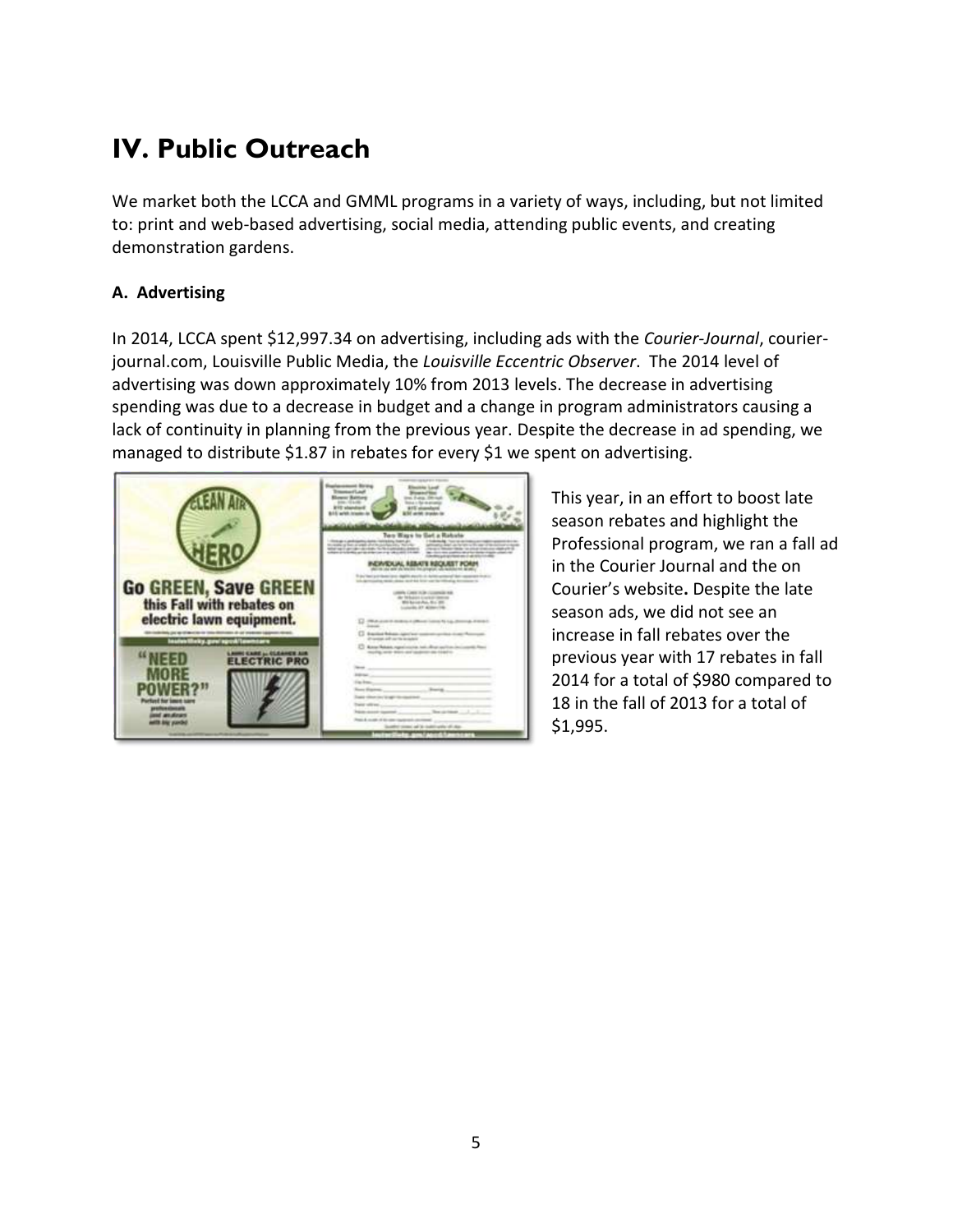# IV. Public Outreach

We market both the LCCA and GMML programs in a variety of ways, including, but not limited to: print and web-based advertising, social media, attending public events, and creating demonstration gardens.

### A. Advertising

In 2014, LCCA spent $12,997.34 on advertising, including ads with the *Courier-Journal*, courier-journal.com, Louisville Public Media, the *Louisville Eccentric Observer*. The 2014 level of advertising was down approximately 10% from 2013 levels. The decrease in advertising spending was due to a decrease in budget and a change in program administrators causing a lack of continuity in planning from the previous year. Despite the decrease in ad spending, we managed to distribute $1.87 in rebates for every $1 we spent on advertising.

This year, in an effort to boost late season rebates and highlight the Professional program, we ran a fall ad in the Courier Journal and the on Courier's website. Despite the late season ads, we did not see an increase in fall rebates over the previous year with 17 rebates in fall 2014 for a total of $980 compared to 18 in the fall of 2013 for a total of $1,995.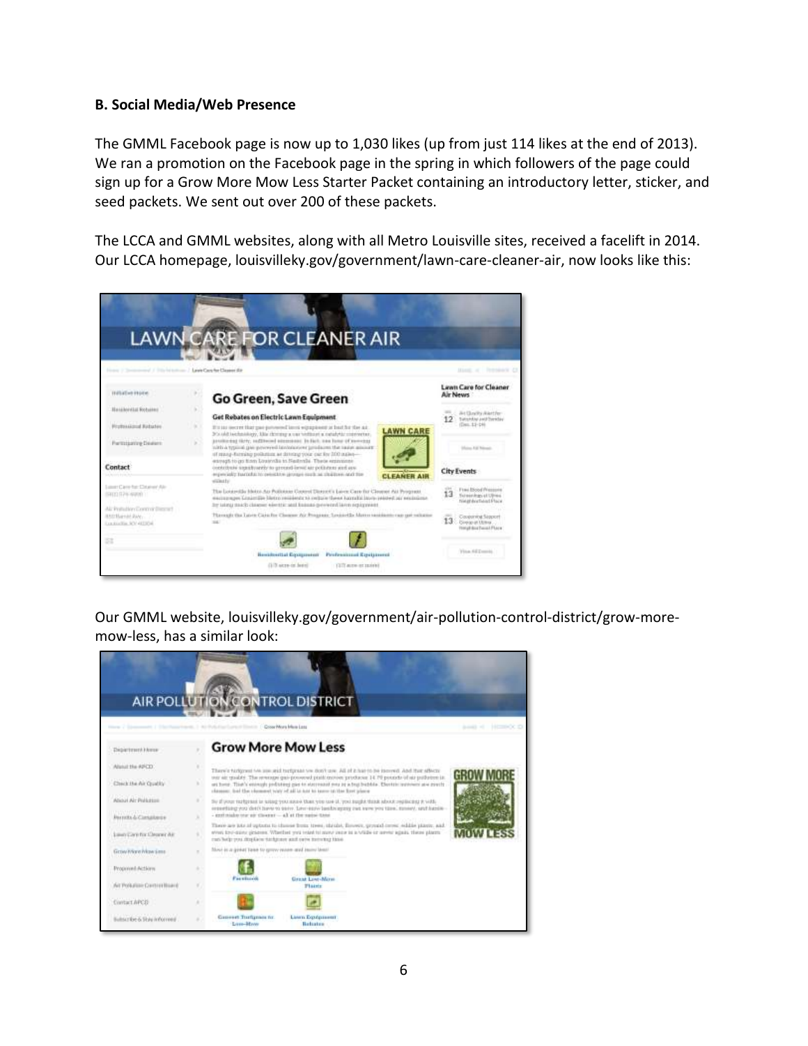**B. Social Media/Web Presence**

The GMML Facebook page is now up to 1,030 likes (up from just 114 likes at the end of 2013). We ran a promotion on the Facebook page in the spring in which followers of the page could sign up for a Grow More Mow Less Starter Packet containing an introductory letter, sticker, and seed packets. We sent out over 200 of these packets.

The LCCA and GMML websites, along with all Metro Louisville sites, received a facelift in 2014. Our LCCA homepage, louisvilleky.gov/government/lawn-care-cleaner-air, now looks like this:

Our GMML website, louisvilleky.gov/government/air-pollution-control-district/grow-more-mow-less, has a similar look: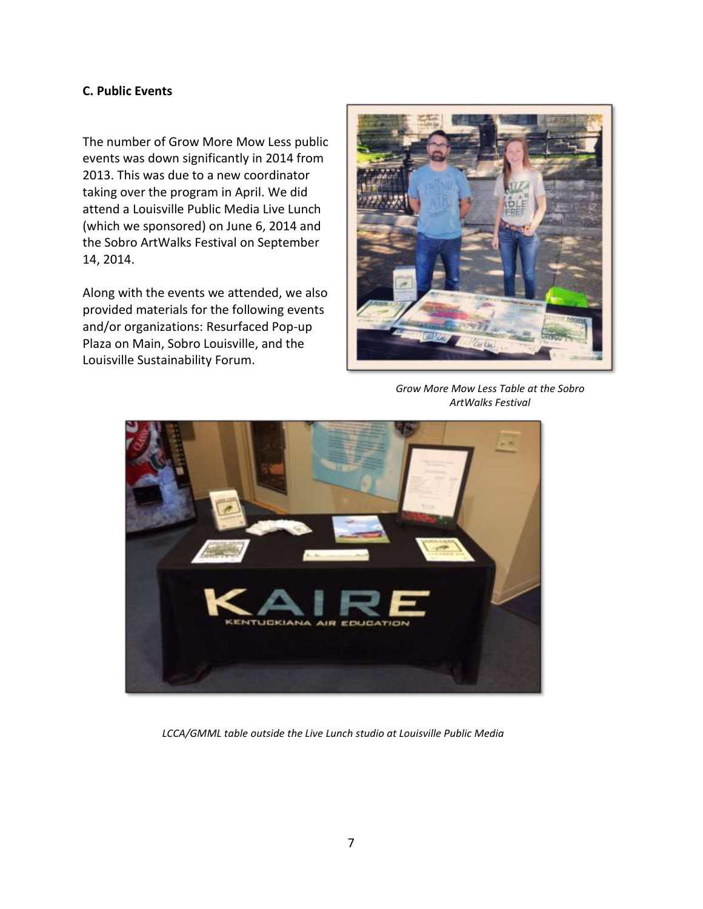### C. Public Events

The number of Grow More Mow Less public events was down significantly in 2014 from 2013. This was due to a new coordinator taking over the program in April. We did attend a Louisville Public Media Live Lunch (which we sponsored) on June 6, 2014 and the Sobro ArtWalks Festival on September 14, 2014.

Along with the events we attended, we also provided materials for the following events and/or organizations: Resurfaced Pop-up Plaza on Main, Sobro Louisville, and the Louisville Sustainability Forum.

*Grow More Mow Less Table at the Sobro ArtWalks Festival*

*LCCA/GMML table outside the Live Lunch studio at Louisville Public Media*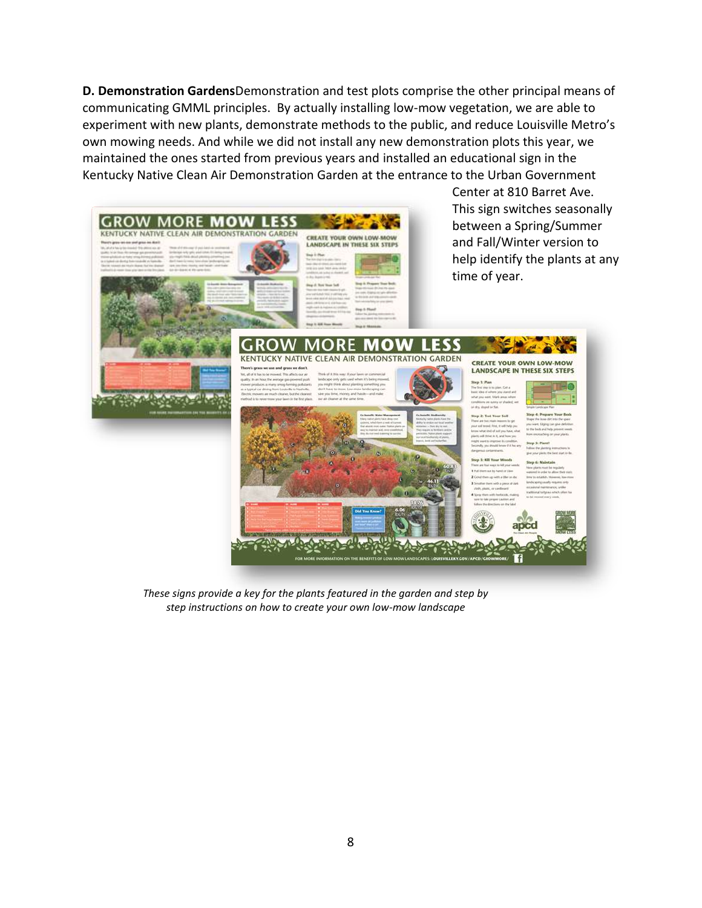**D. Demonstration Gardens**Demonstration and test plots comprise the other principal means of communicating GMML principles. By actually installing low-mow vegetation, we are able to experiment with new plants, demonstrate methods to the public, and reduce Louisville Metro's own mowing needs. And while we did not install any new demonstration plots this year, we maintained the ones started from previous years and installed an educational sign in the Kentucky Native Clean Air Demonstration Garden at the entrance to the Urban Government Center at 810 Barret Ave. This sign switches seasonally between a Spring/Summer and Fall/Winter version to help identify the plants at any time of year.

*These signs provide a key for the plants featured in the garden and step by step instructions on how to create your own low-mow landscape*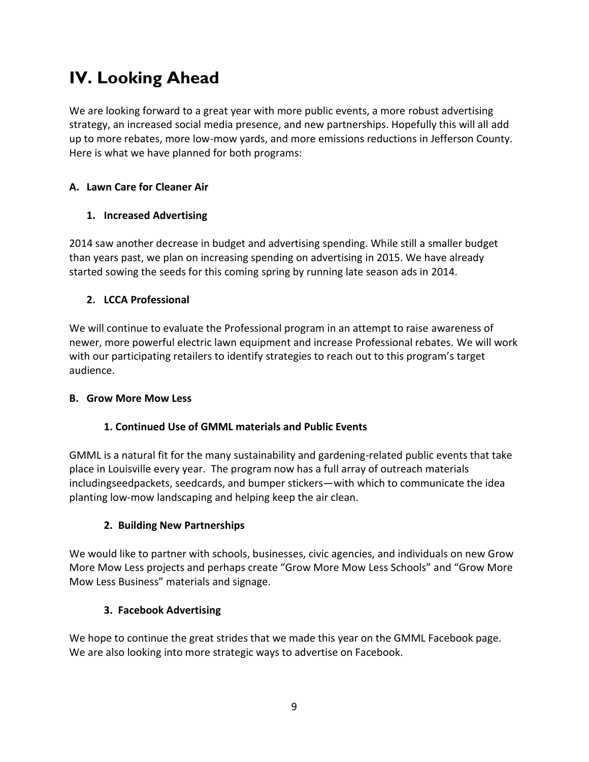# IV. Looking Ahead

We are looking forward to a great year with more public events, a more robust advertising strategy, an increased social media presence, and new partnerships. Hopefully this will all add up to more rebates, more low-mow yards, and more emissions reductions in Jefferson County. Here is what we have planned for both programs:

## A. Lawn Care for Cleaner Air

### 1. Increased Advertising

2014 saw another decrease in budget and advertising spending. While still a smaller budget than years past, we plan on increasing spending on advertising in 2015. We have already started sowing the seeds for this coming spring by running late season ads in 2014.

### 2. LCCA Professional

We will continue to evaluate the Professional program in an attempt to raise awareness of newer, more powerful electric lawn equipment and increase Professional rebates. We will work with our participating retailers to identify strategies to reach out to this program's target audience.

## B. Grow More Mow Less

### 1. Continued Use of GMML materials and Public Events

GMML is a natural fit for the many sustainability and gardening-related public events that take place in Louisville every year. The program now has a full array of outreach materials includingseedpackets, seedcards, and bumper stickers—with which to communicate the idea planting low-mow landscaping and helping keep the air clean.

### 2. Building New Partnerships

We would like to partner with schools, businesses, civic agencies, and individuals on new Grow More Mow Less projects and perhaps create "Grow More Mow Less Schools" and "Grow More Mow Less Business" materials and signage.

### 3. Facebook Advertising

We hope to continue the great strides that we made this year on the GMML Facebook page. We are also looking into more strategic ways to advertise on Facebook.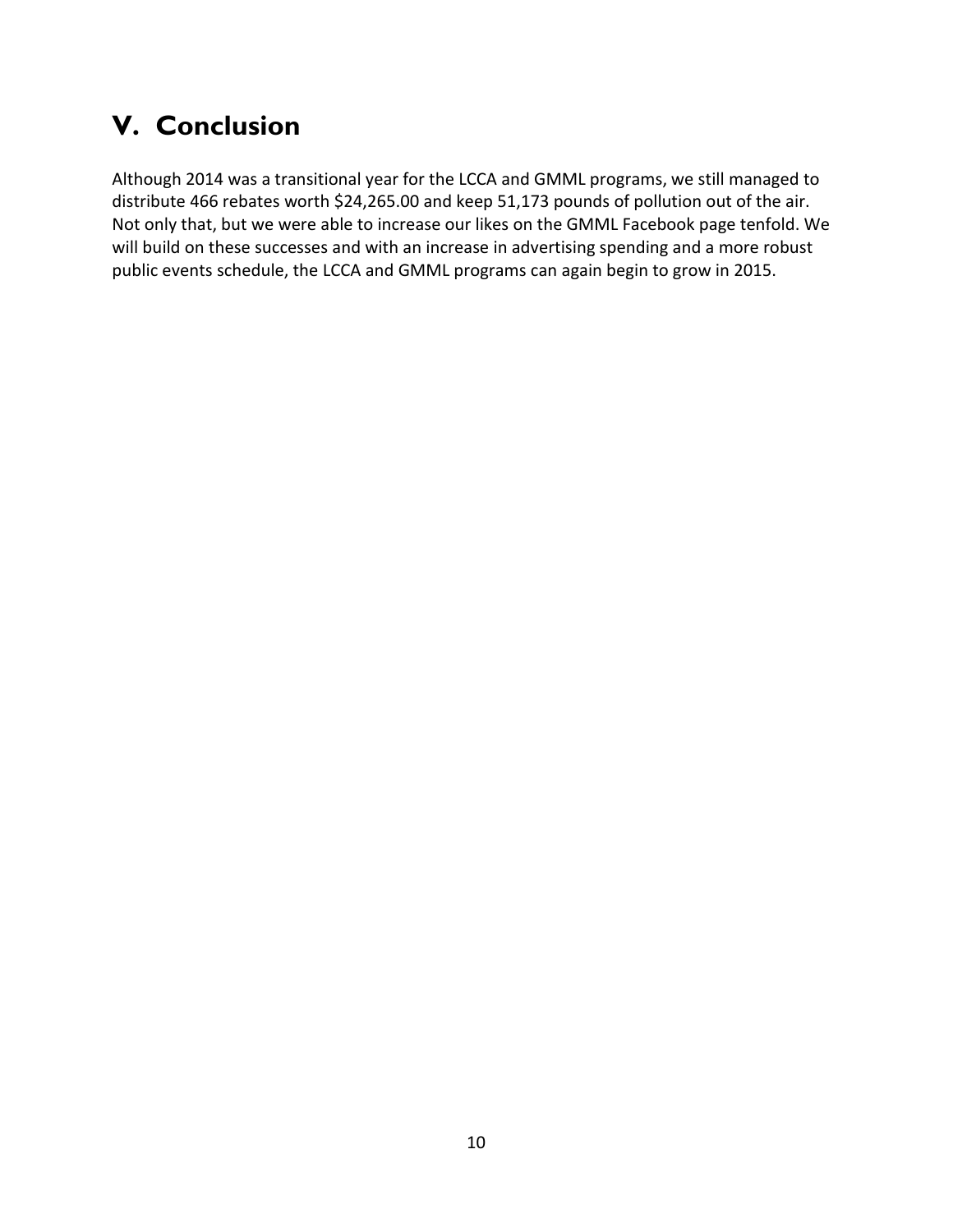# V. Conclusion

Although 2014 was a transitional year for the LCCA and GMML programs, we still managed to distribute 466 rebates worth $24,265.00 and keep 51,173 pounds of pollution out of the air. Not only that, but we were able to increase our likes on the GMML Facebook page tenfold. We will build on these successes and with an increase in advertising spending and a more robust public events schedule, the LCCA and GMML programs can again begin to grow in 2015.